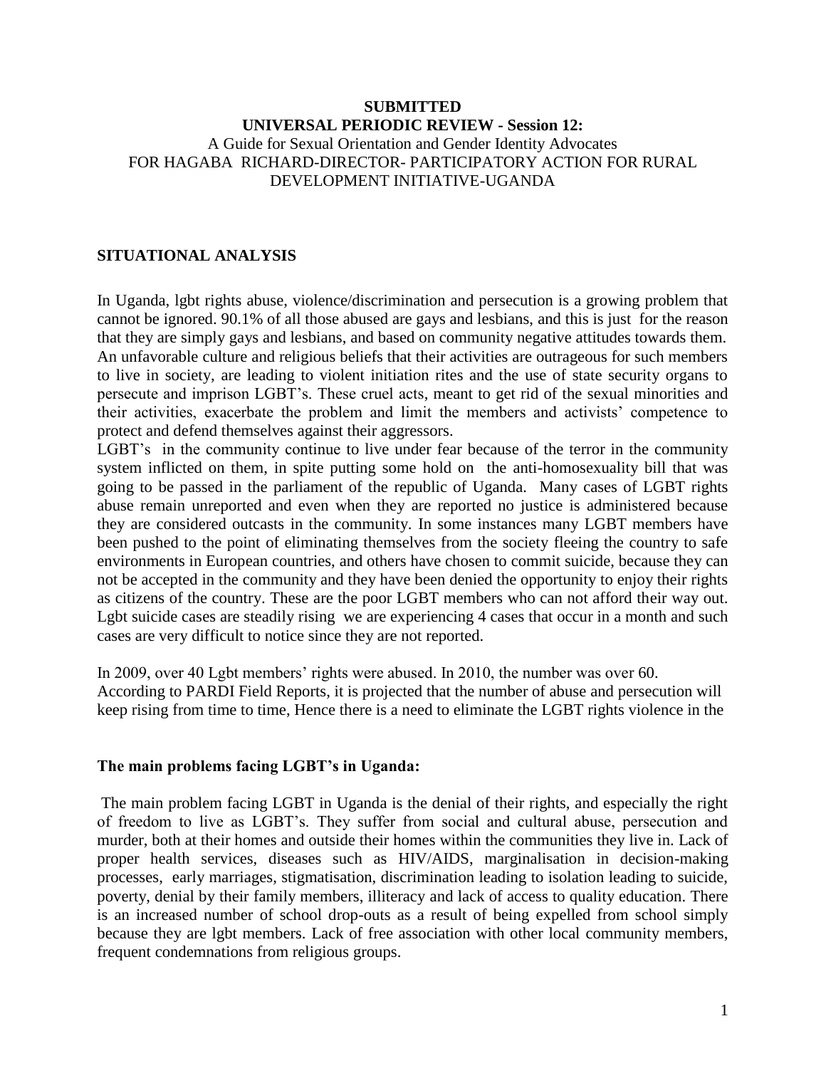**SUBMITTED**
**UNIVERSAL PERIODIC REVIEW - Session 12:**
A Guide for Sexual Orientation and Gender Identity Advocates
FOR HAGABA RICHARD-DIRECTOR- PARTICIPATORY ACTION FOR RURAL DEVELOPMENT INITIATIVE-UGANDA

## SITUATIONAL ANALYSIS

In Uganda, lgbt rights abuse, violence/discrimination and persecution is a growing problem that cannot be ignored. 90.1% of all those abused are gays and lesbians, and this is just for the reason that they are simply gays and lesbians, and based on community negative attitudes towards them. An unfavorable culture and religious beliefs that their activities are outrageous for such members to live in society, are leading to violent initiation rites and the use of state security organs to persecute and imprison LGBT's. These cruel acts, meant to get rid of the sexual minorities and their activities, exacerbate the problem and limit the members and activists' competence to protect and defend themselves against their aggressors.

LGBT's in the community continue to live under fear because of the terror in the community system inflicted on them, in spite putting some hold on the anti-homosexuality bill that was going to be passed in the parliament of the republic of Uganda. Many cases of LGBT rights abuse remain unreported and even when they are reported no justice is administered because they are considered outcasts in the community. In some instances many LGBT members have been pushed to the point of eliminating themselves from the society fleeing the country to safe environments in European countries, and others have chosen to commit suicide, because they can not be accepted in the community and they have been denied the opportunity to enjoy their rights as citizens of the country. These are the poor LGBT members who can not afford their way out. Lgbt suicide cases are steadily rising we are experiencing 4 cases that occur in a month and such cases are very difficult to notice since they are not reported.

In 2009, over 40 Lgbt members' rights were abused. In 2010, the number was over 60. According to PARDI Field Reports, it is projected that the number of abuse and persecution will keep rising from time to time, Hence there is a need to eliminate the LGBT rights violence in the

### The main problems facing LGBT's in Uganda:

The main problem facing LGBT in Uganda is the denial of their rights, and especially the right of freedom to live as LGBT's. They suffer from social and cultural abuse, persecution and murder, both at their homes and outside their homes within the communities they live in. Lack of proper health services, diseases such as HIV/AIDS, marginalisation in decision-making processes, early marriages, stigmatisation, discrimination leading to isolation leading to suicide, poverty, denial by their family members, illiteracy and lack of access to quality education. There is an increased number of school drop-outs as a result of being expelled from school simply because they are lgbt members. Lack of free association with other local community members, frequent condemnations from religious groups.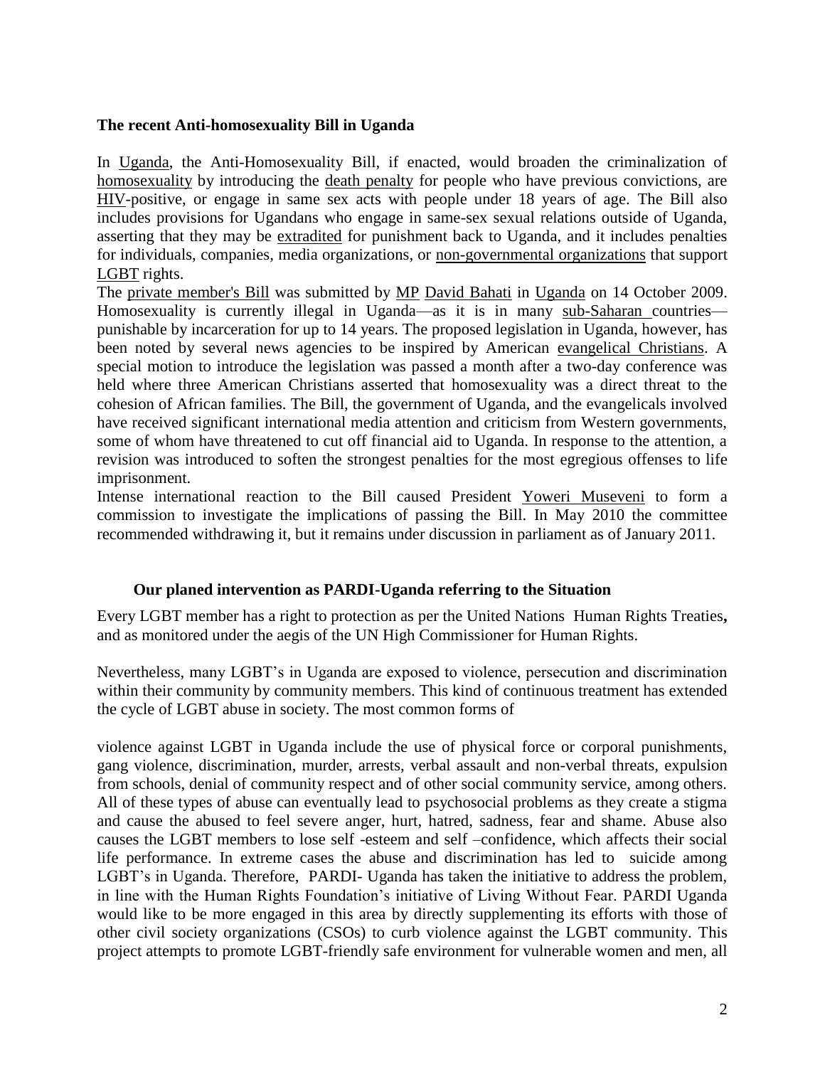**The recent Anti-homosexuality Bill in Uganda**

In Uganda, the Anti-Homosexuality Bill, if enacted, would broaden the criminalization of homosexuality by introducing the death penalty for people who have previous convictions, are HIV-positive, or engage in same sex acts with people under 18 years of age. The Bill also includes provisions for Ugandans who engage in same-sex sexual relations outside of Uganda, asserting that they may be extradited for punishment back to Uganda, and it includes penalties for individuals, companies, media organizations, or non-governmental organizations that support LGBT rights.

The private member's Bill was submitted by MP David Bahati in Uganda on 14 October 2009. Homosexuality is currently illegal in Uganda—as it is in many sub-Saharan countries—punishable by incarceration for up to 14 years. The proposed legislation in Uganda, however, has been noted by several news agencies to be inspired by American evangelical Christians. A special motion to introduce the legislation was passed a month after a two-day conference was held where three American Christians asserted that homosexuality was a direct threat to the cohesion of African families. The Bill, the government of Uganda, and the evangelicals involved have received significant international media attention and criticism from Western governments, some of whom have threatened to cut off financial aid to Uganda. In response to the attention, a revision was introduced to soften the strongest penalties for the most egregious offenses to life imprisonment.

Intense international reaction to the Bill caused President Yoweri Museveni to form a commission to investigate the implications of passing the Bill. In May 2010 the committee recommended withdrawing it, but it remains under discussion in parliament as of January 2011.

**Our planed intervention as PARDI-Uganda referring to the Situation**

Every LGBT member has a right to protection as per the United Nations Human Rights Treaties**,** and as monitored under the aegis of the UN High Commissioner for Human Rights.

Nevertheless, many LGBT's in Uganda are exposed to violence, persecution and discrimination within their community by community members. This kind of continuous treatment has extended the cycle of LGBT abuse in society. The most common forms of violence against LGBT in Uganda include the use of physical force or corporal punishments, gang violence, discrimination, murder, arrests, verbal assault and non-verbal threats, expulsion from schools, denial of community respect and of other social community service, among others. All of these types of abuse can eventually lead to psychosocial problems as they create a stigma and cause the abused to feel severe anger, hurt, hatred, sadness, fear and shame. Abuse also causes the LGBT members to lose self -esteem and self –confidence, which affects their social life performance. In extreme cases the abuse and discrimination has led to suicide among LGBT's in Uganda. Therefore, PARDI- Uganda has taken the initiative to address the problem, in line with the Human Rights Foundation's initiative of Living Without Fear. PARDI Uganda would like to be more engaged in this area by directly supplementing its efforts with those of other civil society organizations (CSOs) to curb violence against the LGBT community. This project attempts to promote LGBT-friendly safe environment for vulnerable women and men, all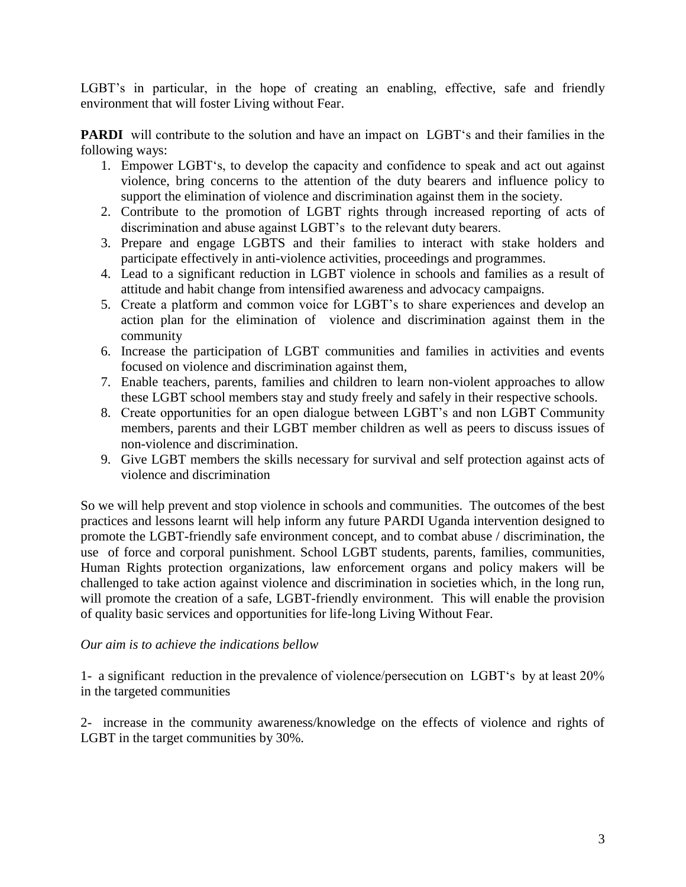LGBT's in particular, in the hope of creating an enabling, effective, safe and friendly environment that will foster Living without Fear.

**PARDI** will contribute to the solution and have an impact on LGBT's and their families in the following ways:

1. Empower LGBT's, to develop the capacity and confidence to speak and act out against violence, bring concerns to the attention of the duty bearers and influence policy to support the elimination of violence and discrimination against them in the society.
2. Contribute to the promotion of LGBT rights through increased reporting of acts of discrimination and abuse against LGBT's to the relevant duty bearers.
3. Prepare and engage LGBTS and their families to interact with stake holders and participate effectively in anti-violence activities, proceedings and programmes.
4. Lead to a significant reduction in LGBT violence in schools and families as a result of attitude and habit change from intensified awareness and advocacy campaigns.
5. Create a platform and common voice for LGBT's to share experiences and develop an action plan for the elimination of violence and discrimination against them in the community
6. Increase the participation of LGBT communities and families in activities and events focused on violence and discrimination against them,
7. Enable teachers, parents, families and children to learn non-violent approaches to allow these LGBT school members stay and study freely and safely in their respective schools.
8. Create opportunities for an open dialogue between LGBT's and non LGBT Community members, parents and their LGBT member children as well as peers to discuss issues of non-violence and discrimination.
9. Give LGBT members the skills necessary for survival and self protection against acts of violence and discrimination

So we will help prevent and stop violence in schools and communities. The outcomes of the best practices and lessons learnt will help inform any future PARDI Uganda intervention designed to promote the LGBT-friendly safe environment concept, and to combat abuse / discrimination, the use of force and corporal punishment. School LGBT students, parents, families, communities, Human Rights protection organizations, law enforcement organs and policy makers will be challenged to take action against violence and discrimination in societies which, in the long run, will promote the creation of a safe, LGBT-friendly environment. This will enable the provision of quality basic services and opportunities for life-long Living Without Fear.

*Our aim is to achieve the indications bellow*

1- a significant reduction in the prevalence of violence/persecution on LGBT's by at least 20% in the targeted communities

2- increase in the community awareness/knowledge on the effects of violence and rights of LGBT in the target communities by 30%.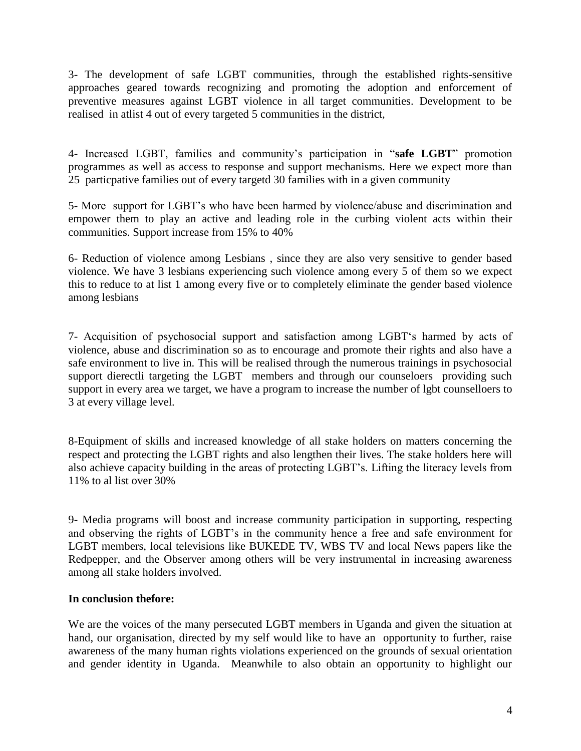3- The development of safe LGBT communities, through the established rights-sensitive approaches geared towards recognizing and promoting the adoption and enforcement of preventive measures against LGBT violence in all target communities. Development to be realised in atlist 4 out of every targeted 5 communities in the district,

4- Increased LGBT, families and community's participation in "**safe LGBT**" promotion programmes as well as access to response and support mechanisms. Here we expect more than 25 particpative families out of every targetd 30 families with in a given community

5- More support for LGBT's who have been harmed by violence/abuse and discrimination and empower them to play an active and leading role in the curbing violent acts within their communities. Support increase from 15% to 40%

6- Reduction of violence among Lesbians , since they are also very sensitive to gender based violence. We have 3 lesbians experiencing such violence among every 5 of them so we expect this to reduce to at list 1 among every five or to completely eliminate the gender based violence among lesbians

7- Acquisition of psychosocial support and satisfaction among LGBT's harmed by acts of violence, abuse and discrimination so as to encourage and promote their rights and also have a safe environment to live in. This will be realised through the numerous trainings in psychosocial support dierectli targeting the LGBT members and through our counseloers providing such support in every area we target, we have a program to increase the number of lgbt counselloers to 3 at every village level.

8-Equipment of skills and increased knowledge of all stake holders on matters concerning the respect and protecting the LGBT rights and also lengthen their lives. The stake holders here will also achieve capacity building in the areas of protecting LGBT's. Lifting the literacy levels from 11% to al list over 30%

9- Media programs will boost and increase community participation in supporting, respecting and observing the rights of LGBT's in the community hence a free and safe environment for LGBT members, local televisions like BUKEDE TV, WBS TV and local News papers like the Redpepper, and the Observer among others will be very instrumental in increasing awareness among all stake holders involved.

**In conclusion thefore:**

We are the voices of the many persecuted LGBT members in Uganda and given the situation at hand, our organisation, directed by my self would like to have an opportunity to further, raise awareness of the many human rights violations experienced on the grounds of sexual orientation and gender identity in Uganda. Meanwhile to also obtain an opportunity to highlight our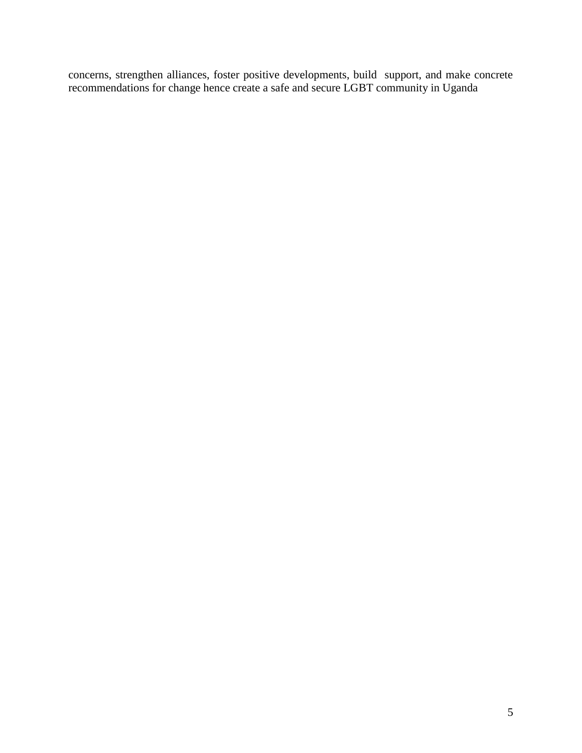concerns, strengthen alliances, foster positive developments, build support, and make concrete recommendations for change hence create a safe and secure LGBT community in Uganda